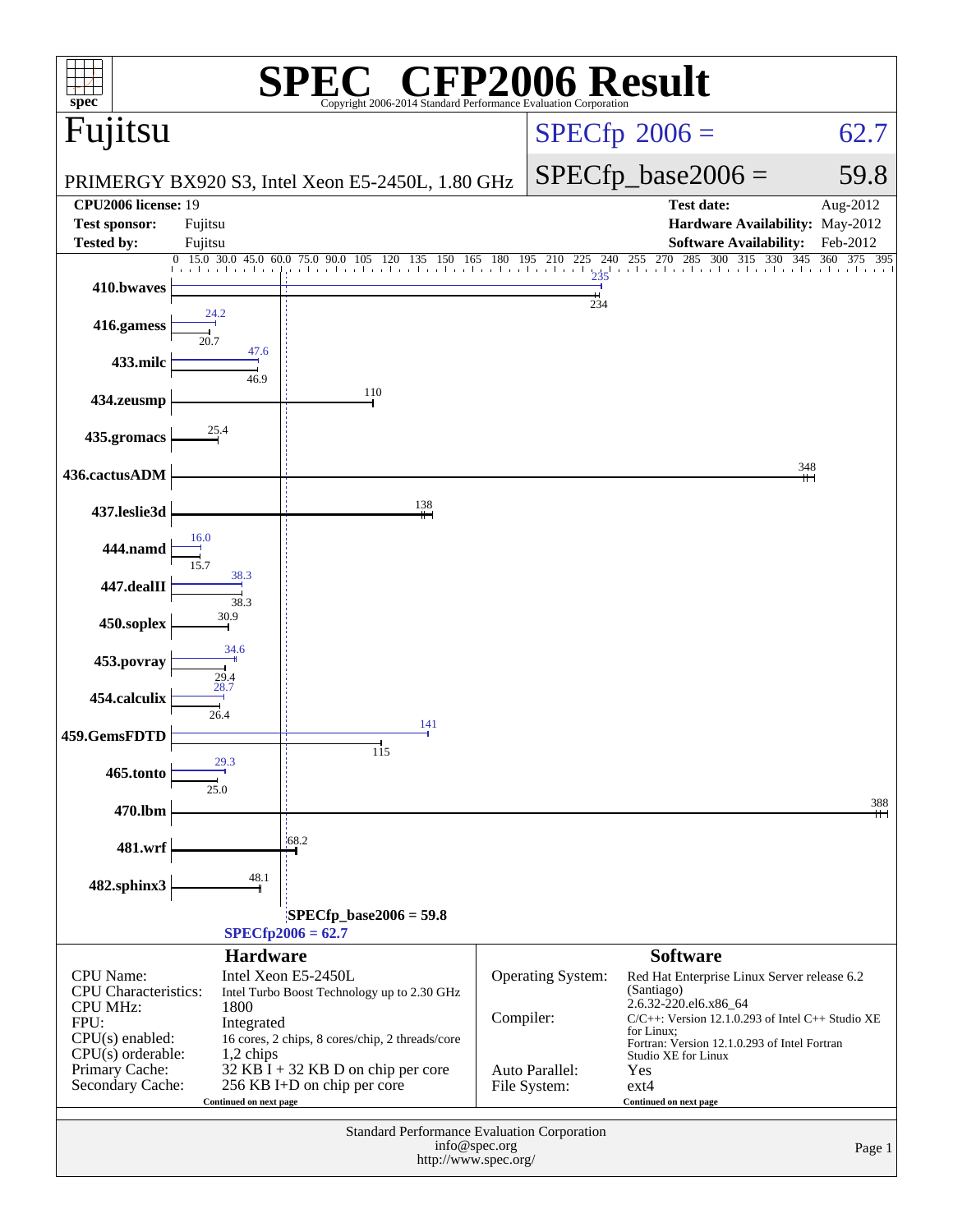# SPEC CFP2006 Result

Copyright 2006-2014 Standard Performance Evaluation Corporation

## Fujitsu

PRIMERGY BX920 S3, Intel Xeon E5-2450L, 1.80 GHz

SPECfp 2006 = 62.7

SPECfp_base2006 = 59.8

| | | | |
|---|---|---|---|
| **CPU2006 license:** | 19 | **Test date:** | Aug-2012 |
| **Test sponsor:** | Fujitsu | **Hardware Availability:** | May-2012 |
| **Tested by:** | Fujitsu | **Software Availability:** | Feb-2012 |

| Benchmark | Peak | Base |
|---|---|---|
| 410.bwaves | 235 | 234 |
| 416.gamess | 24.2 | 20.7 |
| 433.milc | 47.6 | 46.9 |
| 434.zeusmp | | 110 |
| 435.gromacs | | 25.4 |
| 436.cactusADM | | 348 |
| 437.leslie3d | | 138 |
| 444.namd | 16.0 | 15.7 |
| 447.dealII | 38.3 | 38.3 |
| 450.soplex | | 30.9 |
| 453.povray | 34.6 | 29.4 |
| 454.calculix | 28.7 | 26.4 |
| 459.GemsFDTD | 141 | 115 |
| 465.tonto | 29.3 | 25.0 |
| 470.lbm | | 388 |
| 481.wrf | | 68.2 |
| 482.sphinx3 | | 48.1 |

SPECfp_base2006 = 59.8

SPECfp2006 = 62.7

## Hardware

| | |
|---|---|
| CPU Name: | Intel Xeon E5-2450L |
| CPU Characteristics: | Intel Turbo Boost Technology up to 2.30 GHz |
| CPU MHz: | 1800 |
| FPU: | Integrated |
| CPU(s) enabled: | 16 cores, 2 chips, 8 cores/chip, 2 threads/core |
| CPU(s) orderable: | 1,2 chips |
| Primary Cache: | 32 KB I + 32 KB D on chip per core |
| Secondary Cache: | 256 KB I+D on chip per core |

Continued on next page

## Software

| | |
|---|---|
| Operating System: | Red Hat Enterprise Linux Server release 6.2 (Santiago) 2.6.32-220.el6.x86_64 |
| Compiler: | C/C++: Version 12.1.0.293 of Intel C++ Studio XE for Linux; Fortran: Version 12.1.0.293 of Intel Fortran Studio XE for Linux |
| Auto Parallel: | Yes |
| File System: | ext4 |

Continued on next page

Standard Performance Evaluation Corporation
info@spec.org
http://www.spec.org/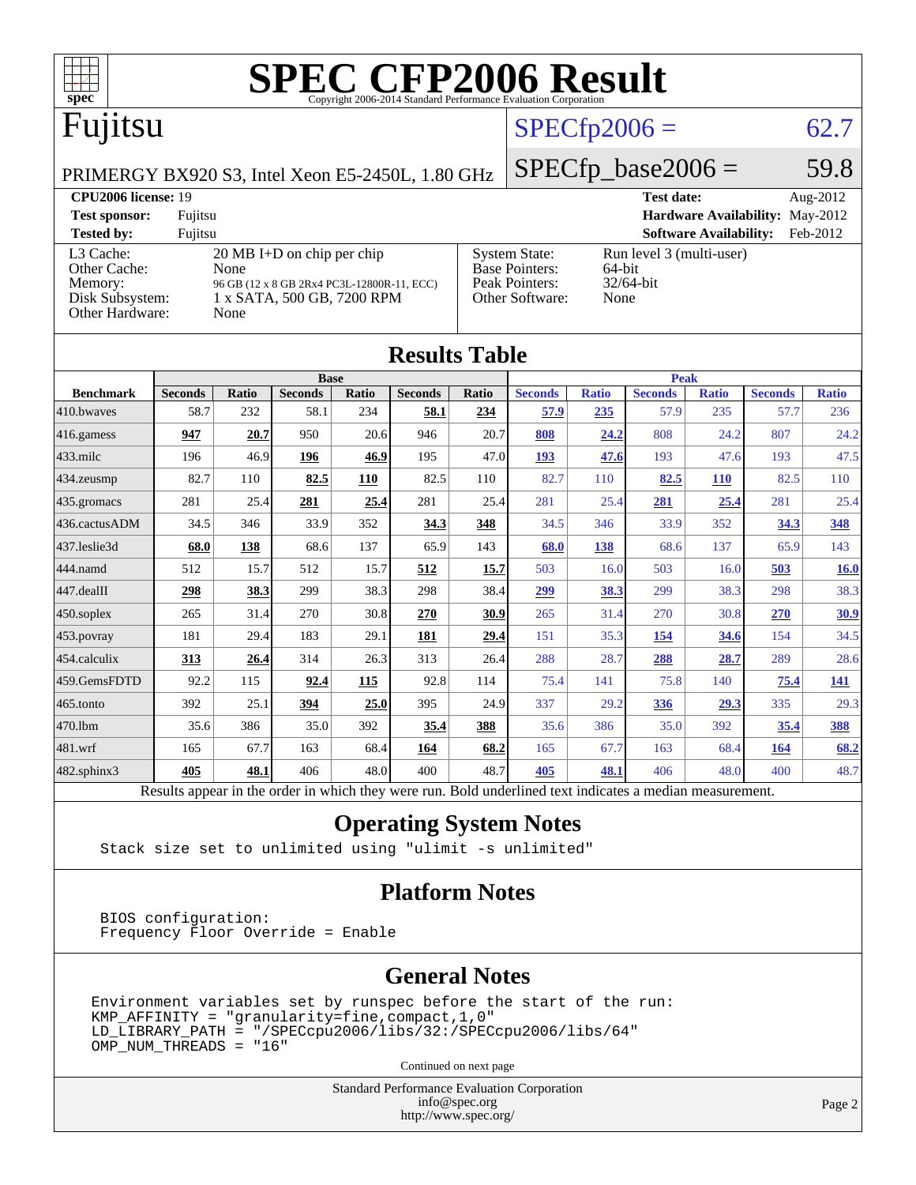# SPEC CFP2006 Result

Copyright 2006-2014 Standard Performance Evaluation Corporation

## Fujitsu

PRIMERGY BX920 S3, Intel Xeon E5-2450L, 1.80 GHz

SPECfp2006 = 62.7

SPECfp_base2006 = 59.8

**CPU2006 license:** 19 **Test date:** Aug-2012

**Test sponsor:** Fujitsu **Hardware Availability:** May-2012

**Tested by:** Fujitsu **Software Availability:** Feb-2012

| | |
|---|---|
| L3 Cache: | 20 MB I+D on chip per chip |
| Other Cache: | None |
| Memory: | 96 GB (12 x 8 GB 2Rx4 PC3L-12800R-11, ECC) |
| Disk Subsystem: | 1 x SATA, 500 GB, 7200 RPM |
| Other Hardware: | None |

| | |
|---|---|
| System State: | Run level 3 (multi-user) |
| Base Pointers: | 64-bit |
| Peak Pointers: | 32/64-bit |
| Other Software: | None |

## Results Table

| | Base | | | | | | Peak | | | | | |
|---|---|---|---|---|---|---|---|---|---|---|---|---|
| **Benchmark** | **Seconds** | **Ratio** | **Seconds** | **Ratio** | **Seconds** | **Ratio** | **Seconds** | **Ratio** | **Seconds** | **Ratio** | **Seconds** | **Ratio** |
| 410.bwaves | 58.7 | 232 | 58.1 | 234 | **58.1** | **234** | **57.9** | **235** | 57.9 | 235 | 57.7 | 236 |
| 416.gamess | **947** | **20.7** | 950 | 20.6 | 946 | 20.7 | **808** | **24.2** | 808 | 24.2 | 807 | 24.2 |
| 433.milc | 196 | 46.9 | **196** | **46.9** | 195 | 47.0 | **193** | **47.6** | 193 | 47.6 | 193 | 47.5 |
| 434.zeusmp | 82.7 | 110 | **82.5** | **110** | 82.5 | 110 | 82.7 | 110 | **82.5** | **110** | 82.5 | 110 |
| 435.gromacs | 281 | 25.4 | **281** | **25.4** | 281 | 25.4 | 281 | 25.4 | **281** | **25.4** | 281 | 25.4 |
| 436.cactusADM | 34.5 | 346 | 33.9 | 352 | **34.3** | **348** | 34.5 | 346 | 33.9 | 352 | **34.3** | **348** |
| 437.leslie3d | **68.0** | **138** | 68.6 | 137 | 65.9 | 143 | **68.0** | **138** | 68.6 | 137 | 65.9 | 143 |
| 444.namd | 512 | 15.7 | 512 | 15.7 | **512** | **15.7** | 503 | 16.0 | 503 | 16.0 | **503** | **16.0** |
| 447.dealII | **298** | **38.3** | 299 | 38.3 | 298 | 38.4 | **299** | **38.3** | 299 | 38.3 | 298 | 38.3 |
| 450.soplex | 265 | 31.4 | 270 | 30.8 | **270** | **30.9** | 265 | 31.4 | 270 | 30.8 | **270** | **30.9** |
| 453.povray | 181 | 29.4 | 183 | 29.1 | **181** | **29.4** | 151 | 35.3 | **154** | **34.6** | 154 | 34.5 |
| 454.calculix | **313** | **26.4** | 314 | 26.3 | 313 | 26.4 | 288 | 28.7 | **288** | **28.7** | 289 | 28.6 |
| 459.GemsFDTD | 92.2 | 115 | **92.4** | **115** | 92.8 | 114 | 75.4 | 141 | 75.8 | 140 | **75.4** | **141** |
| 465.tonto | 392 | 25.1 | **394** | **25.0** | 395 | 24.9 | 337 | 29.2 | **336** | **29.3** | 335 | 29.3 |
| 470.lbm | 35.6 | 386 | 35.0 | 392 | **35.4** | **388** | 35.6 | 386 | 35.0 | 392 | **35.4** | **388** |
| 481.wrf | 165 | 67.7 | 163 | 68.4 | **164** | **68.2** | 165 | 67.7 | 163 | 68.4 | **164** | **68.2** |
| 482.sphinx3 | **405** | **48.1** | 406 | 48.0 | 400 | 48.7 | **405** | **48.1** | 406 | 48.0 | 400 | 48.7 |

Results appear in the order in which they were run. Bold underlined text indicates a median measurement.

## Operating System Notes

```
Stack size set to unlimited using "ulimit -s unlimited"
```

## Platform Notes

```
BIOS configuration:
Frequency Floor Override = Enable
```

## General Notes

```
Environment variables set by runspec before the start of the run:
KMP_AFFINITY = "granularity=fine,compact,1,0"
LD_LIBRARY_PATH = "/SPECcpu2006/libs/32:/SPECcpu2006/libs/64"
OMP_NUM_THREADS = "16"
```

Continued on next page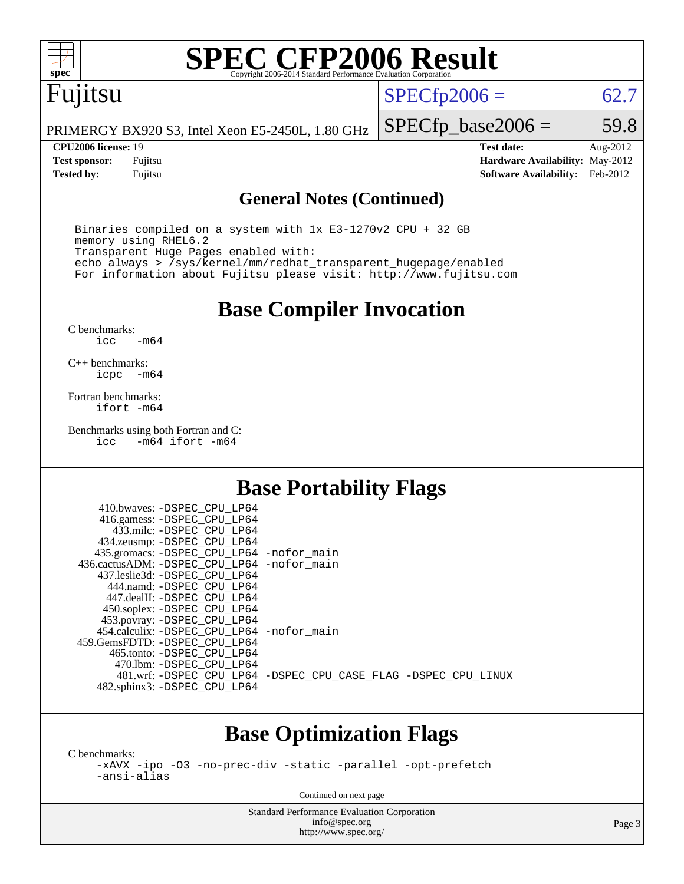# SPEC CFP2006 Result

Copyright 2006-2014 Standard Performance Evaluation Corporation

## Fujitsu

PRIMERGY BX920 S3, Intel Xeon E5-2450L, 1.80 GHz

SPECfp2006 = 62.7

SPECfp_base2006 = 59.8

| | | | |
|---|---|---|---|
| **CPU2006 license:** 19 | | **Test date:** | Aug-2012 |
| **Test sponsor:** | Fujitsu | **Hardware Availability:** | May-2012 |
| **Tested by:** | Fujitsu | **Software Availability:** | Feb-2012 |

### General Notes (Continued)

```
Binaries compiled on a system with 1x E3-1270v2 CPU + 32 GB
memory using RHEL6.2
Transparent Huge Pages enabled with:
echo always > /sys/kernel/mm/redhat_transparent_hugepage/enabled
For information about Fujitsu please visit: http://www.fujitsu.com
```

## Base Compiler Invocation

C benchmarks:
```
icc   -m64
```

C++ benchmarks:
```
icpc  -m64
```

Fortran benchmarks:
```
ifort -m64
```

Benchmarks using both Fortran and C:
```
icc   -m64 ifort -m64
```

## Base Portability Flags

```
     410.bwaves: -DSPEC_CPU_LP64
     416.gamess: -DSPEC_CPU_LP64
       433.milc: -DSPEC_CPU_LP64
     434.zeusmp: -DSPEC_CPU_LP64
    435.gromacs: -DSPEC_CPU_LP64 -nofor_main
 436.cactusADM: -DSPEC_CPU_LP64 -nofor_main
    437.leslie3d: -DSPEC_CPU_LP64
       444.namd: -DSPEC_CPU_LP64
      447.dealII: -DSPEC_CPU_LP64
     450.soplex: -DSPEC_CPU_LP64
     453.povray: -DSPEC_CPU_LP64
   454.calculix: -DSPEC_CPU_LP64 -nofor_main
  459.GemsFDTD: -DSPEC_CPU_LP64
      465.tonto: -DSPEC_CPU_LP64
        470.lbm: -DSPEC_CPU_LP64
        481.wrf: -DSPEC_CPU_LP64 -DSPEC_CPU_CASE_FLAG -DSPEC_CPU_LINUX
    482.sphinx3: -DSPEC_CPU_LP64
```

## Base Optimization Flags

C benchmarks:
```
-xAVX -ipo -O3 -no-prec-div -static -parallel -opt-prefetch
-ansi-alias
```

Continued on next page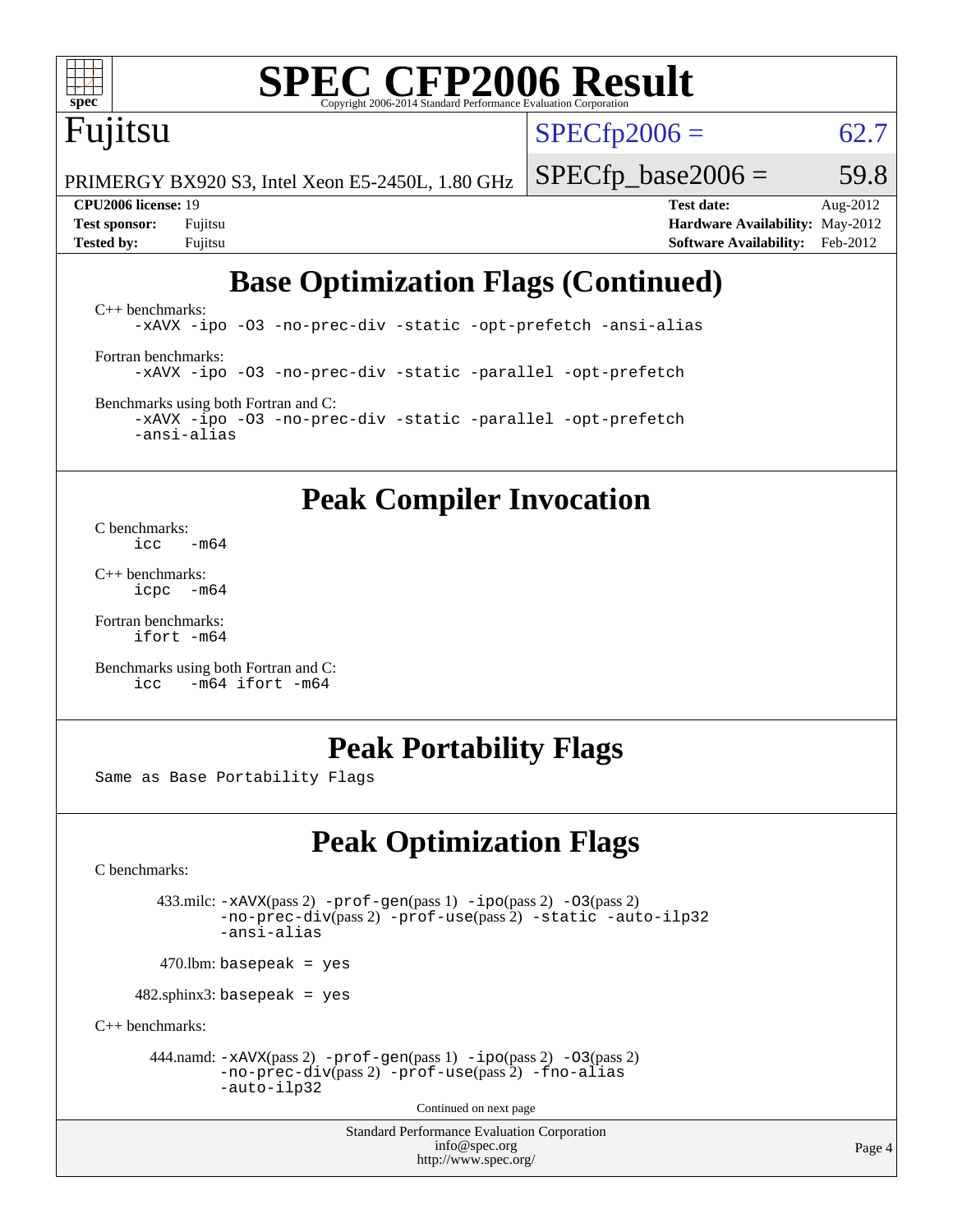# SPEC CFP2006 Result

Copyright 2006-2014 Standard Performance Evaluation Corporation

## Fujitsu

PRIMERGY BX920 S3, Intel Xeon E5-2450L, 1.80 GHz

SPECfp2006 = 62.7

SPECfp_base2006 = 59.8

**CPU2006 license:** 19
**Test sponsor:** Fujitsu
**Tested by:** Fujitsu

**Test date:** Aug-2012
**Hardware Availability:** May-2012
**Software Availability:** Feb-2012

## Base Optimization Flags (Continued)

C++ benchmarks:
```
-xAVX -ipo -O3 -no-prec-div -static -opt-prefetch -ansi-alias
```

Fortran benchmarks:
```
-xAVX -ipo -O3 -no-prec-div -static -parallel -opt-prefetch
```

Benchmarks using both Fortran and C:
```
-xAVX -ipo -O3 -no-prec-div -static -parallel -opt-prefetch
-ansi-alias
```

## Peak Compiler Invocation

C benchmarks:
```
icc   -m64
```

C++ benchmarks:
```
icpc  -m64
```

Fortran benchmarks:
```
ifort -m64
```

Benchmarks using both Fortran and C:
```
icc   -m64 ifort -m64
```

## Peak Portability Flags

Same as Base Portability Flags

## Peak Optimization Flags

C benchmarks:

433.milc: -xAVX(pass 2) -prof-gen(pass 1) -ipo(pass 2) -O3(pass 2) -no-prec-div(pass 2) -prof-use(pass 2) -static -auto-ilp32 -ansi-alias

470.lbm: basepeak = yes

482.sphinx3: basepeak = yes

C++ benchmarks:

444.namd: -xAVX(pass 2) -prof-gen(pass 1) -ipo(pass 2) -O3(pass 2) -no-prec-div(pass 2) -prof-use(pass 2) -fno-alias -auto-ilp32

Continued on next page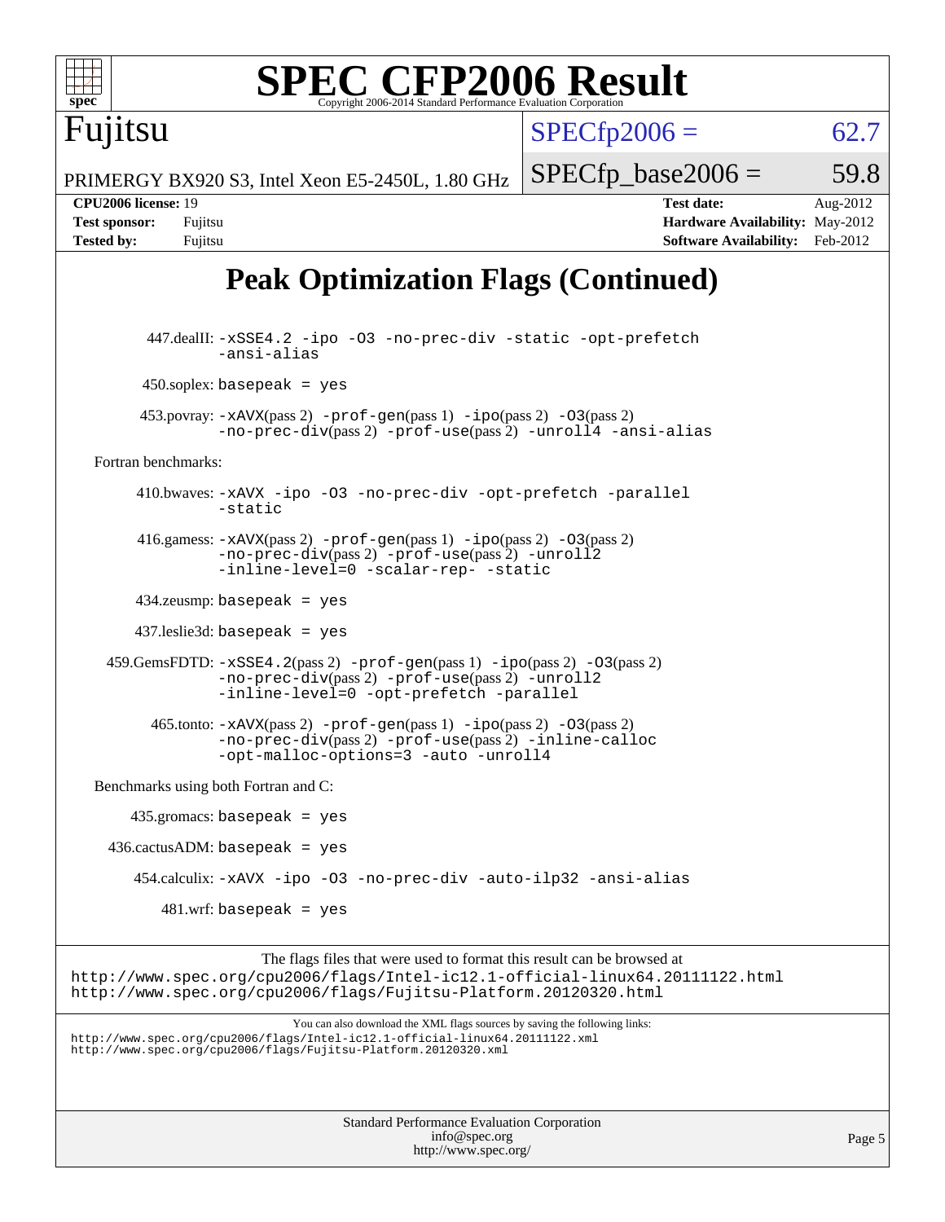# SPEC CFP2006 Result

Copyright 2006-2014 Standard Performance Evaluation Corporation

**Fujitsu**

PRIMERGY BX920 S3, Intel Xeon E5-2450L, 1.80 GHz

SPECfp2006 = 62.7

SPECfp_base2006 = 59.8

| | | | |
|---|---|---|---|
| **CPU2006 license:** | 19 | **Test date:** | Aug-2012 |
| **Test sponsor:** | Fujitsu | **Hardware Availability:** | May-2012 |
| **Tested by:** | Fujitsu | **Software Availability:** | Feb-2012 |

## Peak Optimization Flags (Continued)

447.dealII: `-xSSE4.2 -ipo -O3 -no-prec-div -static -opt-prefetch -ansi-alias`

450.soplex: `basepeak = yes`

453.povray: `-xAVX`(pass 2) `-prof-gen`(pass 1) `-ipo`(pass 2) `-O3`(pass 2) `-no-prec-div`(pass 2) `-prof-use`(pass 2) `-unroll4 -ansi-alias`

Fortran benchmarks:

410.bwaves: `-xAVX -ipo -O3 -no-prec-div -opt-prefetch -parallel -static`

416.gamess: `-xAVX`(pass 2) `-prof-gen`(pass 1) `-ipo`(pass 2) `-O3`(pass 2) `-no-prec-div`(pass 2) `-prof-use`(pass 2) `-unroll2 -inline-level=0 -scalar-rep- -static`

434.zeusmp: `basepeak = yes`

437.leslie3d: `basepeak = yes`

459.GemsFDTD: `-xSSE4.2`(pass 2) `-prof-gen`(pass 1) `-ipo`(pass 2) `-O3`(pass 2) `-no-prec-div`(pass 2) `-prof-use`(pass 2) `-unroll2 -inline-level=0 -opt-prefetch -parallel`

465.tonto: `-xAVX`(pass 2) `-prof-gen`(pass 1) `-ipo`(pass 2) `-O3`(pass 2) `-no-prec-div`(pass 2) `-prof-use`(pass 2) `-inline-calloc -opt-malloc-options=3 -auto -unroll4`

Benchmarks using both Fortran and C:

435.gromacs: `basepeak = yes`

436.cactusADM: `basepeak = yes`

454.calculix: `-xAVX -ipo -O3 -no-prec-div -auto-ilp32 -ansi-alias`

481.wrf: `basepeak = yes`

The flags files that were used to format this result can be browsed at
http://www.spec.org/cpu2006/flags/Intel-ic12.1-official-linux64.20111122.html
http://www.spec.org/cpu2006/flags/Fujitsu-Platform.20120320.html

You can also download the XML flags sources by saving the following links:
http://www.spec.org/cpu2006/flags/Intel-ic12.1-official-linux64.20111122.xml
http://www.spec.org/cpu2006/flags/Fujitsu-Platform.20120320.xml

Standard Performance Evaluation Corporation
info@spec.org
http://www.spec.org/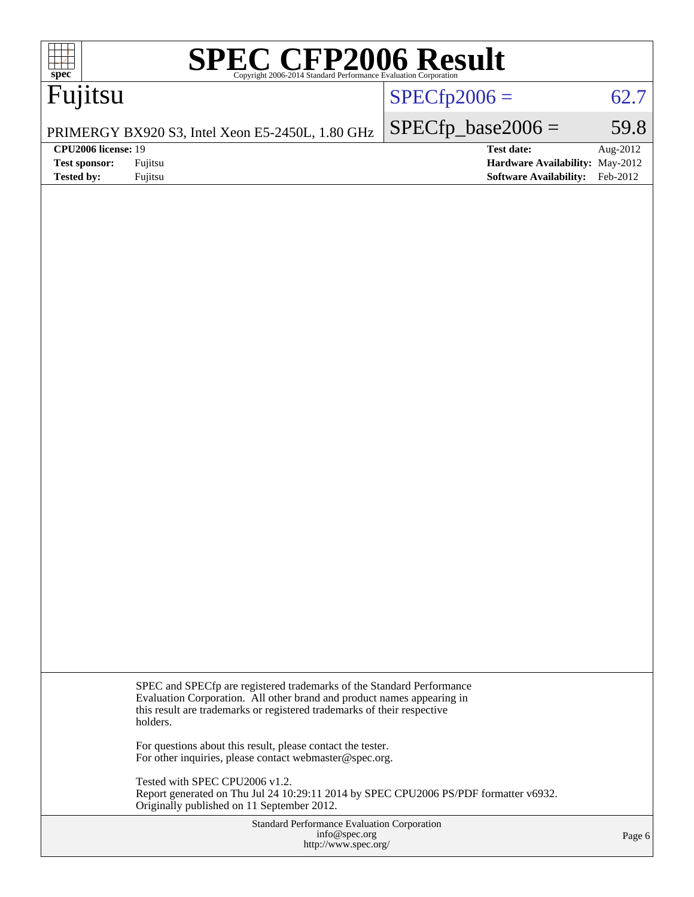# SPEC CFP2006 Result

Copyright 2006-2014 Standard Performance Evaluation Corporation

## Fujitsu

PRIMERGY BX920 S3, Intel Xeon E5-2450L, 1.80 GHz

SPECfp2006 = 62.7

SPECfp_base2006 = 59.8

**CPU2006 license:** 19
**Test sponsor:** Fujitsu
**Tested by:** Fujitsu

**Test date:** Aug-2012
**Hardware Availability:** May-2012
**Software Availability:** Feb-2012

SPEC and SPECfp are registered trademarks of the Standard Performance Evaluation Corporation. All other brand and product names appearing in this result are trademarks or registered trademarks of their respective holders.

For questions about this result, please contact the tester.
For other inquiries, please contact webmaster@spec.org.

Tested with SPEC CPU2006 v1.2.
Report generated on Thu Jul 24 10:29:11 2014 by SPEC CPU2006 PS/PDF formatter v6932.
Originally published on 11 September 2012.

Standard Performance Evaluation Corporation
info@spec.org
http://www.spec.org/